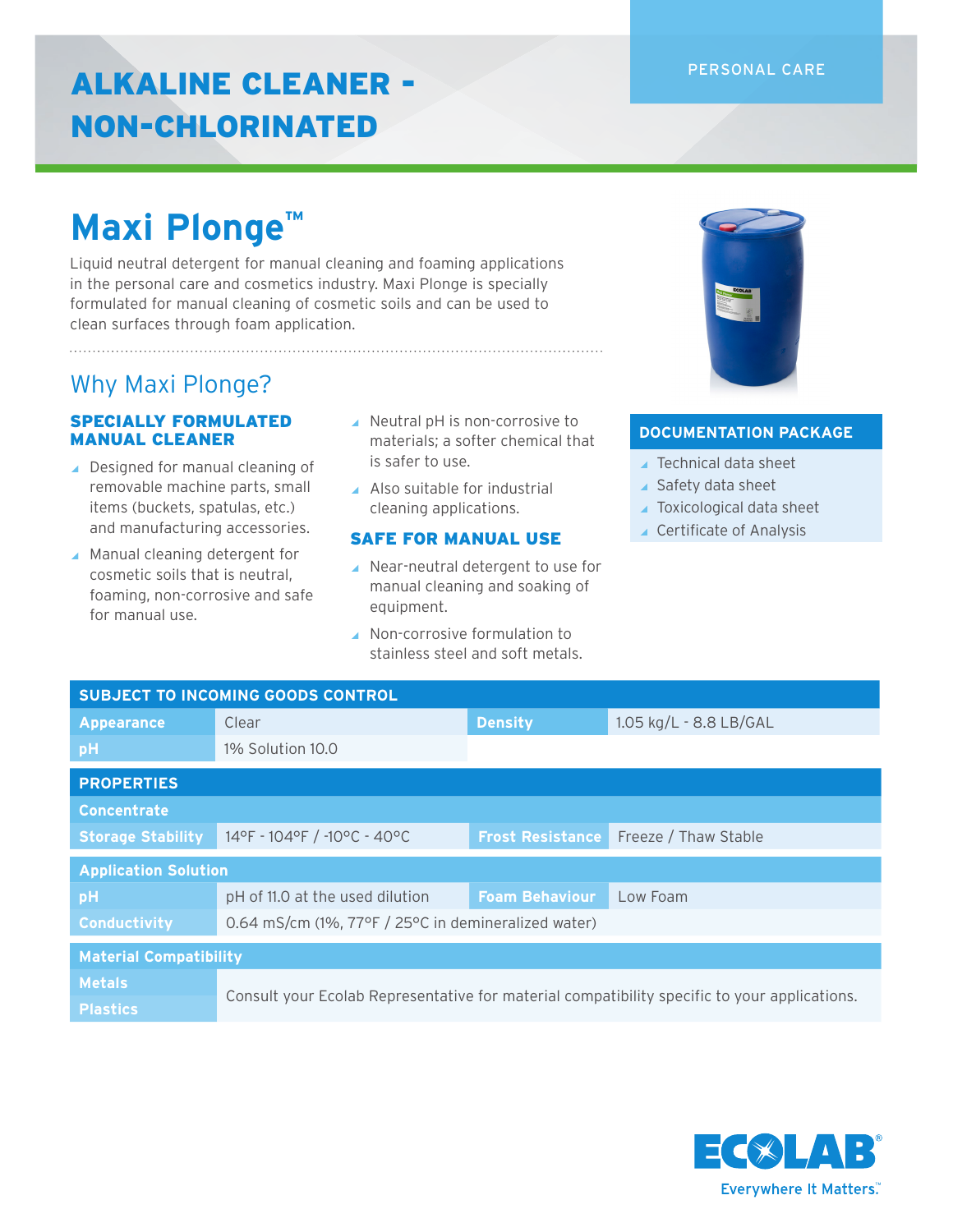PERSONAL CARE

# ALKALINE CLEANER - NON-CHLORINATED

# Maxi Plonge™

Liquid neutral detergent for manual cleaning and foaming applications in the personal care and cosmetics industry. Maxi Plonge is specially formulated for manual cleaning of cosmetic soils and can be used to clean surfaces through foam application.

## Why Maxi Plonge?

### SPECIALLY FORMULATED MANUAL CLEANER

- Designed for manual cleaning of removable machine parts, small items (buckets, spatulas, etc.) and manufacturing accessories.
- Manual cleaning detergent for cosmetic soils that is neutral, foaming, non-corrosive and safe for manual use.
- Neutral pH is non-corrosive to materials; a softer chemical that is safer to use.
- Also suitable for industrial cleaning applications.

### SAFE FOR MANUAL USE

- Near-neutral detergent to use for manual cleaning and soaking of equipment.
- Non-corrosive formulation to stainless steel and soft metals.

### DOCUMENTATION PACKAGE

- Technical data sheet
- Safety data sheet
- Toxicological data sheet
- Certificate of Analysis

| SUBJECT TO INCOMING GOODS CONTROL | | | |
|---|---|---|---|
| Appearance | Clear | Density | 1.05 kg/L - 8.8 LB/GAL |
| pH | 1% Solution 10.0 | | |

| PROPERTIES | | | |
|---|---|---|---|
| **Concentrate** | | | |
| Storage Stability | 14°F - 104°F / -10°C - 40°C | Frost Resistance | Freeze / Thaw Stable |
| **Application Solution** | | | |
| pH | pH of 11.0 at the used dilution | Foam Behaviour | Low Foam |
| Conductivity | 0.64 mS/cm (1%, 77°F / 25°C in demineralized water) | | |
| **Material Compatibility** | | | |
| Metals | Consult your Ecolab Representative for material compatibility specific to your applications. | | |
| Plastics | | | |

ECOLAB®
Everywhere It Matters.™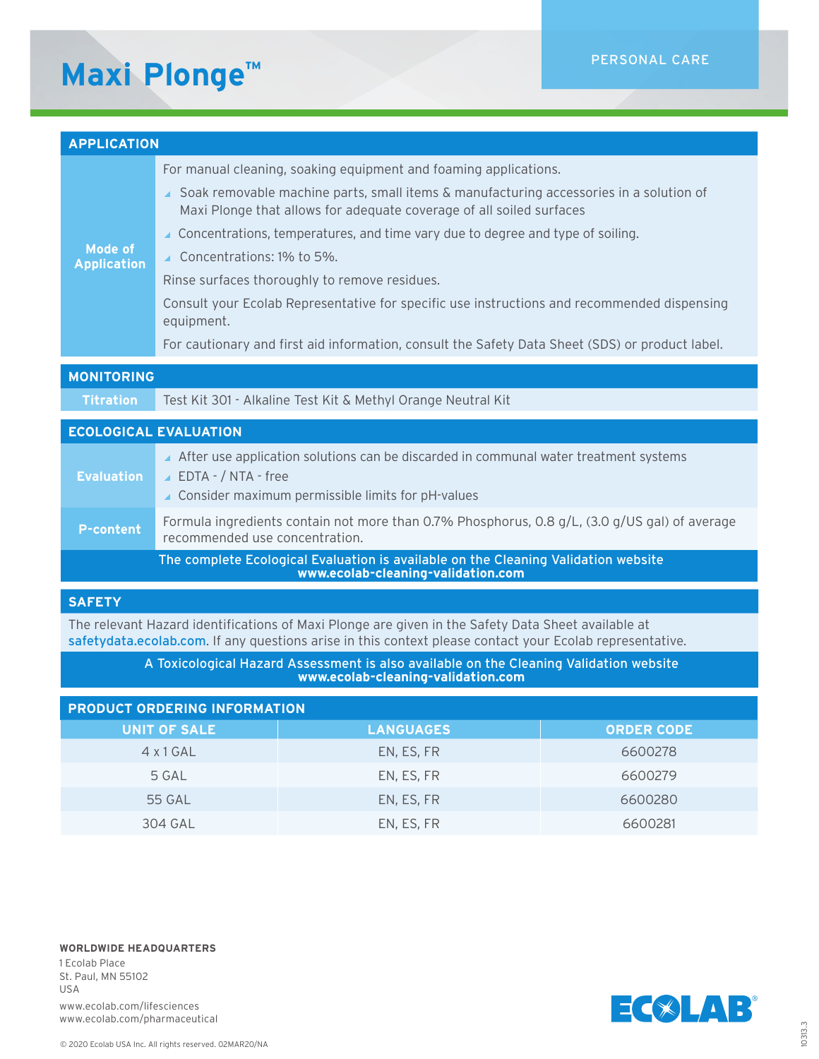# Maxi Plonge™

PERSONAL CARE

## APPLICATION

| | |
|---|---|
| **Mode of Application** | For manual cleaning, soaking equipment and foaming applications.<br>- Soak removable machine parts, small items & manufacturing accessories in a solution of Maxi Plonge that allows for adequate coverage of all soiled surfaces<br>- Concentrations, temperatures, and time vary due to degree and type of soiling.<br>- Concentrations: 1% to 5%.<br>Rinse surfaces thoroughly to remove residues.<br>Consult your Ecolab Representative for specific use instructions and recommended dispensing equipment.<br>For cautionary and first aid information, consult the Safety Data Sheet (SDS) or product label. |

## MONITORING

| | |
|---|---|
| **Titration** | Test Kit 301 - Alkaline Test Kit & Methyl Orange Neutral Kit |

## ECOLOGICAL EVALUATION

| | |
|---|---|
| **Evaluation** | - After use application solutions can be discarded in communal water treatment systems<br>- EDTA - / NTA - free<br>- Consider maximum permissible limits for pH-values |
| **P-content** | Formula ingredients contain not more than 0.7% Phosphorus, 0.8 g/L, (3.0 g/US gal) of average recommended use concentration. |

The complete Ecological Evaluation is available on the Cleaning Validation website
**www.ecolab-cleaning-validation.com**

## SAFETY

The relevant Hazard identifications of Maxi Plonge are given in the Safety Data Sheet available at safetydata.ecolab.com. If any questions arise in this context please contact your Ecolab representative.

A Toxicological Hazard Assessment is also available on the Cleaning Validation website
**www.ecolab-cleaning-validation.com**

## PRODUCT ORDERING INFORMATION

| UNIT OF SALE | LANGUAGES | ORDER CODE |
|---|---|---|
| 4 x 1 GAL | EN, ES, FR | 6600278 |
| 5 GAL | EN, ES, FR | 6600279 |
| 55 GAL | EN, ES, FR | 6600280 |
| 304 GAL | EN, ES, FR | 6600281 |

**WORLDWIDE HEADQUARTERS**
1 Ecolab Place
St. Paul, MN 55102
USA

www.ecolab.com/lifesciences
www.ecolab.com/pharmaceutical

© 2020 Ecolab USA Inc. All rights reserved. 02MAR20/NA

10313.3